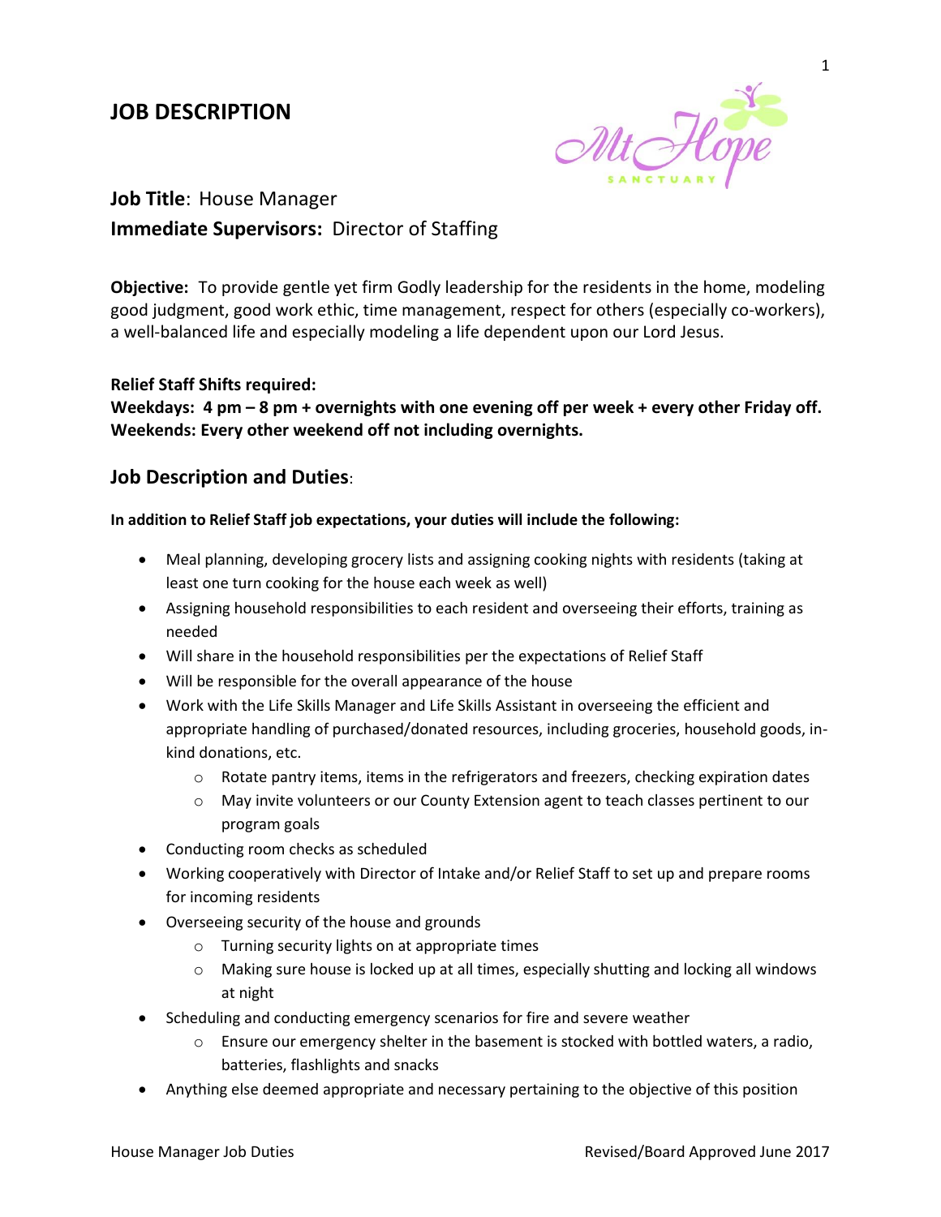# JOB DESCRIPTION

**Job Title**: House Manager

**Immediate Supervisors:** Director of Staffing

**Objective:** To provide gentle yet firm Godly leadership for the residents in the home, modeling good judgment, good work ethic, time management, respect for others (especially co-workers), a well-balanced life and especially modeling a life dependent upon our Lord Jesus.

**Relief Staff Shifts required:**
**Weekdays: 4 pm – 8 pm + overnights with one evening off per week + every other Friday off.**
**Weekends: Every other weekend off not including overnights.**

## Job Description and Duties:

**In addition to Relief Staff job expectations, your duties will include the following:**

- Meal planning, developing grocery lists and assigning cooking nights with residents (taking at least one turn cooking for the house each week as well)
- Assigning household responsibilities to each resident and overseeing their efforts, training as needed
- Will share in the household responsibilities per the expectations of Relief Staff
- Will be responsible for the overall appearance of the house
- Work with the Life Skills Manager and Life Skills Assistant in overseeing the efficient and appropriate handling of purchased/donated resources, including groceries, household goods, in-kind donations, etc.
    - Rotate pantry items, items in the refrigerators and freezers, checking expiration dates
    - May invite volunteers or our County Extension agent to teach classes pertinent to our program goals
- Conducting room checks as scheduled
- Working cooperatively with Director of Intake and/or Relief Staff to set up and prepare rooms for incoming residents
- Overseeing security of the house and grounds
    - Turning security lights on at appropriate times
    - Making sure house is locked up at all times, especially shutting and locking all windows at night
- Scheduling and conducting emergency scenarios for fire and severe weather
    - Ensure our emergency shelter in the basement is stocked with bottled waters, a radio, batteries, flashlights and snacks
- Anything else deemed appropriate and necessary pertaining to the objective of this position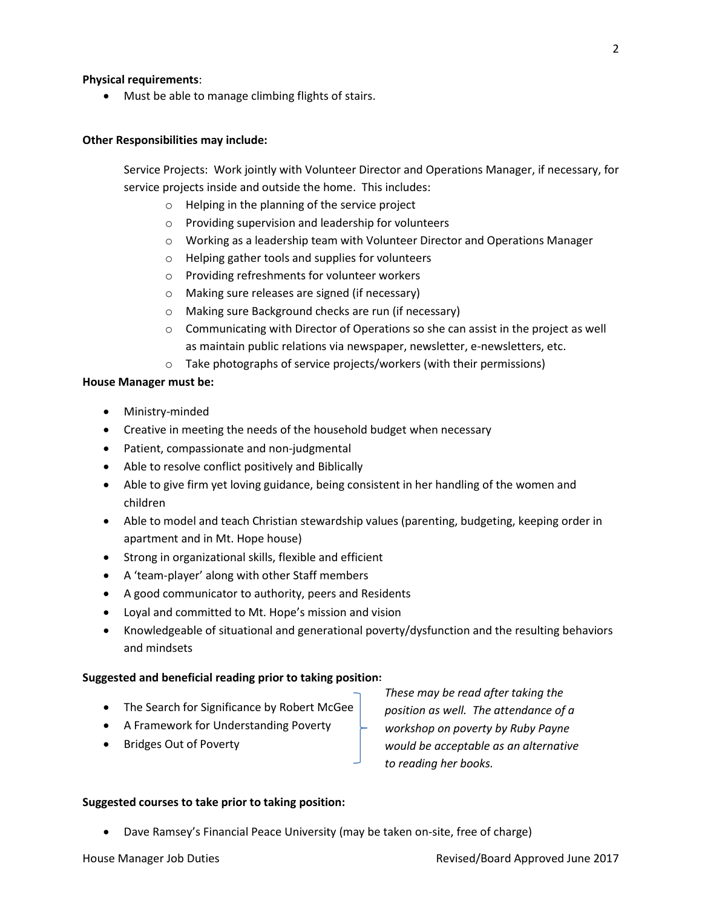**Physical requirements**:

- Must be able to manage climbing flights of stairs.

**Other Responsibilities may include:**

Service Projects: Work jointly with Volunteer Director and Operations Manager, if necessary, for service projects inside and outside the home. This includes:

- Helping in the planning of the service project
- Providing supervision and leadership for volunteers
- Working as a leadership team with Volunteer Director and Operations Manager
- Helping gather tools and supplies for volunteers
- Providing refreshments for volunteer workers
- Making sure releases are signed (if necessary)
- Making sure Background checks are run (if necessary)
- Communicating with Director of Operations so she can assist in the project as well as maintain public relations via newspaper, newsletter, e-newsletters, etc.
- Take photographs of service projects/workers (with their permissions)

**House Manager must be:**

- Ministry-minded
- Creative in meeting the needs of the household budget when necessary
- Patient, compassionate and non-judgmental
- Able to resolve conflict positively and Biblically
- Able to give firm yet loving guidance, being consistent in her handling of the women and children
- Able to model and teach Christian stewardship values (parenting, budgeting, keeping order in apartment and in Mt. Hope house)
- Strong in organizational skills, flexible and efficient
- A 'team-player' along with other Staff members
- A good communicator to authority, peers and Residents
- Loyal and committed to Mt. Hope's mission and vision
- Knowledgeable of situational and generational poverty/dysfunction and the resulting behaviors and mindsets

**Suggested and beneficial reading prior to taking position:**

- The Search for Significance by Robert McGee
- A Framework for Understanding Poverty
- Bridges Out of Poverty

*These may be read after taking the position as well. The attendance of a workshop on poverty by Ruby Payne would be acceptable as an alternative to reading her books.*

**Suggested courses to take prior to taking position:**

- Dave Ramsey's Financial Peace University (may be taken on-site, free of charge)